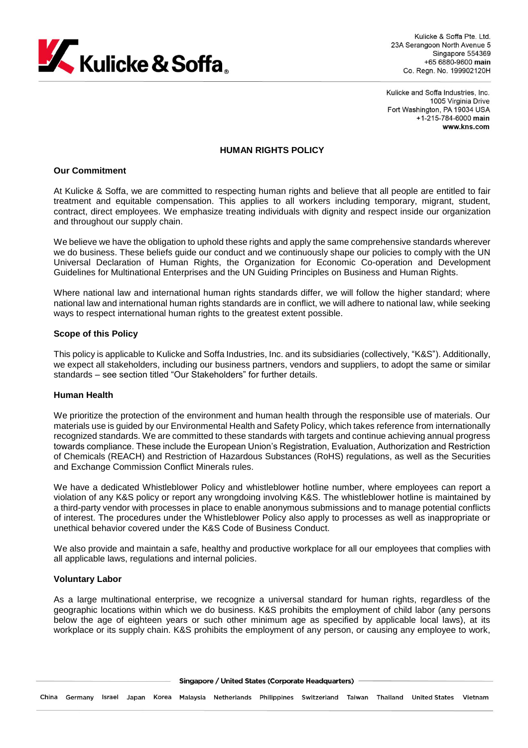Kulicke & Soffa Pte. Ltd.
23A Serangoon North Avenue 5
Singapore 554369
+65 6880-9600 **main**
Co. Regn. No. 199902120H

Kulicke and Soffa Industries, Inc.
1005 Virginia Drive
Fort Washington, PA 19034 USA
+1-215-784-6000 **main**
**www.kns.com**

# HUMAN RIGHTS POLICY

## Our Commitment

At Kulicke & Soffa, we are committed to respecting human rights and believe that all people are entitled to fair treatment and equitable compensation. This applies to all workers including temporary, migrant, student, contract, direct employees. We emphasize treating individuals with dignity and respect inside our organization and throughout our supply chain.

We believe we have the obligation to uphold these rights and apply the same comprehensive standards wherever we do business. These beliefs guide our conduct and we continuously shape our policies to comply with the UN Universal Declaration of Human Rights, the Organization for Economic Co-operation and Development Guidelines for Multinational Enterprises and the UN Guiding Principles on Business and Human Rights.

Where national law and international human rights standards differ, we will follow the higher standard; where national law and international human rights standards are in conflict, we will adhere to national law, while seeking ways to respect international human rights to the greatest extent possible.

## Scope of this Policy

This policy is applicable to Kulicke and Soffa Industries, Inc. and its subsidiaries (collectively, "K&S"). Additionally, we expect all stakeholders, including our business partners, vendors and suppliers, to adopt the same or similar standards – see section titled "Our Stakeholders" for further details.

## Human Health

We prioritize the protection of the environment and human health through the responsible use of materials. Our materials use is guided by our Environmental Health and Safety Policy, which takes reference from internationally recognized standards. We are committed to these standards with targets and continue achieving annual progress towards compliance. These include the European Union's Registration, Evaluation, Authorization and Restriction of Chemicals (REACH) and Restriction of Hazardous Substances (RoHS) regulations, as well as the Securities and Exchange Commission Conflict Minerals rules.

We have a dedicated Whistleblower Policy and whistleblower hotline number, where employees can report a violation of any K&S policy or report any wrongdoing involving K&S. The whistleblower hotline is maintained by a third-party vendor with processes in place to enable anonymous submissions and to manage potential conflicts of interest. The procedures under the Whistleblower Policy also apply to processes as well as inappropriate or unethical behavior covered under the K&S Code of Business Conduct.

We also provide and maintain a safe, healthy and productive workplace for all our employees that complies with all applicable laws, regulations and internal policies.

## Voluntary Labor

As a large multinational enterprise, we recognize a universal standard for human rights, regardless of the geographic locations within which we do business. K&S prohibits the employment of child labor (any persons below the age of eighteen years or such other minimum age as specified by applicable local laws), at its workplace or its supply chain. K&S prohibits the employment of any person, or causing any employee to work,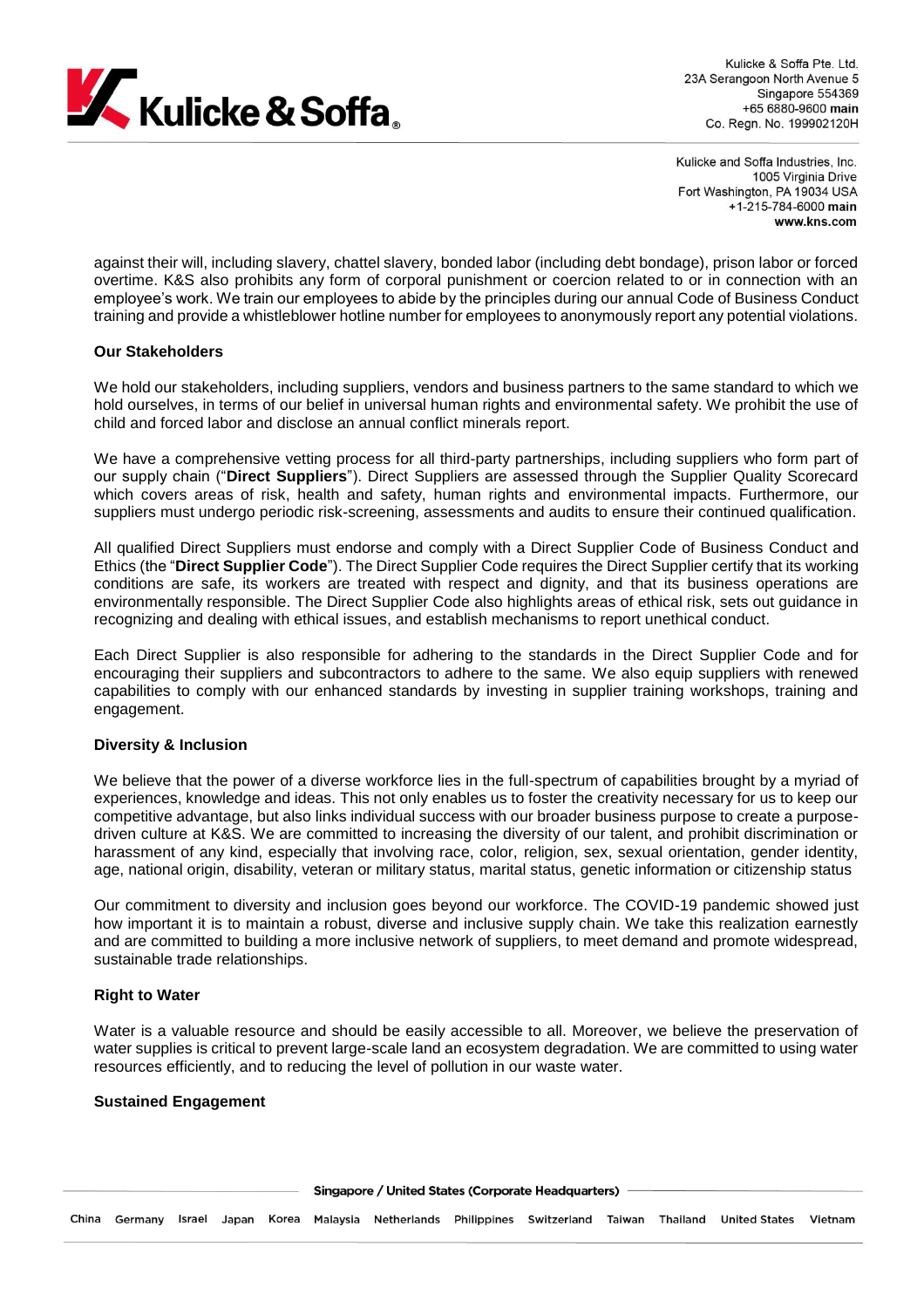against their will, including slavery, chattel slavery, bonded labor (including debt bondage), prison labor or forced overtime. K&S also prohibits any form of corporal punishment or coercion related to or in connection with an employee's work. We train our employees to abide by the principles during our annual Code of Business Conduct training and provide a whistleblower hotline number for employees to anonymously report any potential violations.

**Our Stakeholders**

We hold our stakeholders, including suppliers, vendors and business partners to the same standard to which we hold ourselves, in terms of our belief in universal human rights and environmental safety. We prohibit the use of child and forced labor and disclose an annual conflict minerals report.

We have a comprehensive vetting process for all third-party partnerships, including suppliers who form part of our supply chain ("**Direct Suppliers**"). Direct Suppliers are assessed through the Supplier Quality Scorecard which covers areas of risk, health and safety, human rights and environmental impacts. Furthermore, our suppliers must undergo periodic risk-screening, assessments and audits to ensure their continued qualification.

All qualified Direct Suppliers must endorse and comply with a Direct Supplier Code of Business Conduct and Ethics (the "**Direct Supplier Code**"). The Direct Supplier Code requires the Direct Supplier certify that its working conditions are safe, its workers are treated with respect and dignity, and that its business operations are environmentally responsible. The Direct Supplier Code also highlights areas of ethical risk, sets out guidance in recognizing and dealing with ethical issues, and establish mechanisms to report unethical conduct.

Each Direct Supplier is also responsible for adhering to the standards in the Direct Supplier Code and for encouraging their suppliers and subcontractors to adhere to the same. We also equip suppliers with renewed capabilities to comply with our enhanced standards by investing in supplier training workshops, training and engagement.

**Diversity & Inclusion**

We believe that the power of a diverse workforce lies in the full-spectrum of capabilities brought by a myriad of experiences, knowledge and ideas. This not only enables us to foster the creativity necessary for us to keep our competitive advantage, but also links individual success with our broader business purpose to create a purpose-driven culture at K&S. We are committed to increasing the diversity of our talent, and prohibit discrimination or harassment of any kind, especially that involving race, color, religion, sex, sexual orientation, gender identity, age, national origin, disability, veteran or military status, marital status, genetic information or citizenship status

Our commitment to diversity and inclusion goes beyond our workforce. The COVID-19 pandemic showed just how important it is to maintain a robust, diverse and inclusive supply chain. We take this realization earnestly and are committed to building a more inclusive network of suppliers, to meet demand and promote widespread, sustainable trade relationships.

**Right to Water**

Water is a valuable resource and should be easily accessible to all. Moreover, we believe the preservation of water supplies is critical to prevent large-scale land an ecosystem degradation. We are committed to using water resources efficiently, and to reducing the level of pollution in our waste water.

**Sustained Engagement**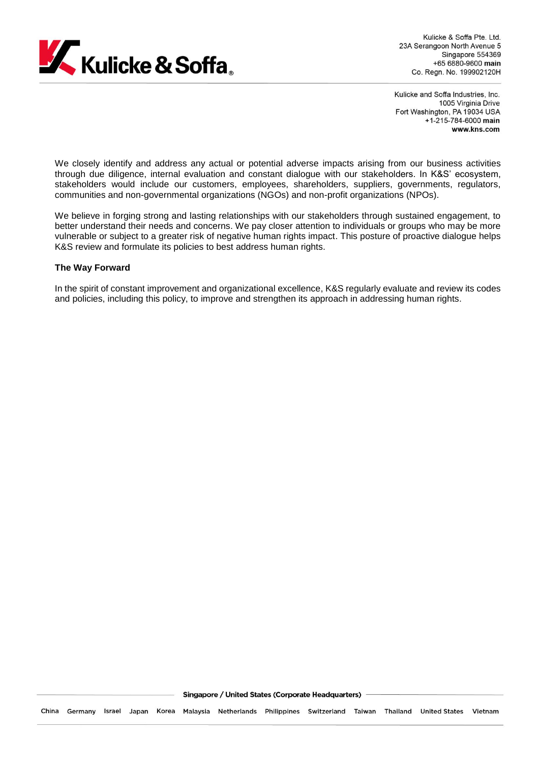We closely identify and address any actual or potential adverse impacts arising from our business activities through due diligence, internal evaluation and constant dialogue with our stakeholders. In K&S' ecosystem, stakeholders would include our customers, employees, shareholders, suppliers, governments, regulators, communities and non-governmental organizations (NGOs) and non-profit organizations (NPOs).

We believe in forging strong and lasting relationships with our stakeholders through sustained engagement, to better understand their needs and concerns. We pay closer attention to individuals or groups who may be more vulnerable or subject to a greater risk of negative human rights impact. This posture of proactive dialogue helps K&S review and formulate its policies to best address human rights.

**The Way Forward**

In the spirit of constant improvement and organizational excellence, K&S regularly evaluate and review its codes and policies, including this policy, to improve and strengthen its approach in addressing human rights.